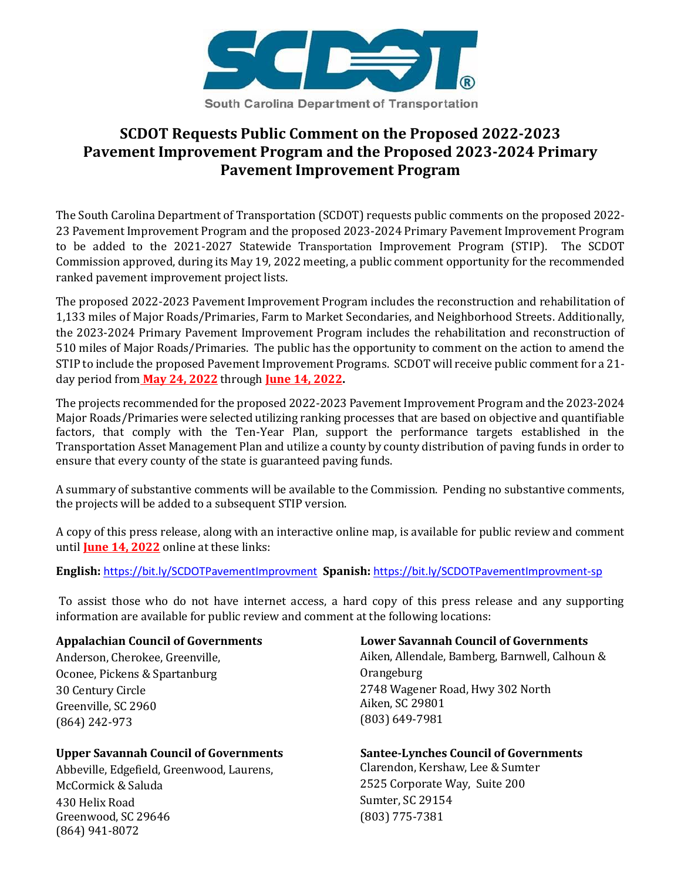SCDOT

South Carolina Department of Transportation

# SCDOT Requests Public Comment on the Proposed 2022-2023 Pavement Improvement Program and the Proposed 2023-2024 Primary Pavement Improvement Program

The South Carolina Department of Transportation (SCDOT) requests public comments on the proposed 2022-23 Pavement Improvement Program and the proposed 2023-2024 Primary Pavement Improvement Program to be added to the 2021-2027 Statewide Transportation Improvement Program (STIP). The SCDOT Commission approved, during its May 19, 2022 meeting, a public comment opportunity for the recommended ranked pavement improvement project lists.

The proposed 2022-2023 Pavement Improvement Program includes the reconstruction and rehabilitation of 1,133 miles of Major Roads/Primaries, Farm to Market Secondaries, and Neighborhood Streets. Additionally, the 2023-2024 Primary Pavement Improvement Program includes the rehabilitation and reconstruction of 510 miles of Major Roads/Primaries. The public has the opportunity to comment on the action to amend the STIP to include the proposed Pavement Improvement Programs. SCDOT will receive public comment for a 21-day period from **May 24, 2022** through **June 14, 2022**.

The projects recommended for the proposed 2022-2023 Pavement Improvement Program and the 2023-2024 Major Roads/Primaries were selected utilizing ranking processes that are based on objective and quantifiable factors, that comply with the Ten-Year Plan, support the performance targets established in the Transportation Asset Management Plan and utilize a county by county distribution of paving funds in order to ensure that every county of the state is guaranteed paving funds.

A summary of substantive comments will be available to the Commission. Pending no substantive comments, the projects will be added to a subsequent STIP version.

A copy of this press release, along with an interactive online map, is available for public review and comment until **June 14, 2022** online at these links:

**English:** https://bit.ly/SCDOTPavementImprovment **Spanish:** https://bit.ly/SCDOTPavementImprovment-sp

To assist those who do not have internet access, a hard copy of this press release and any supporting information are available for public review and comment at the following locations:

**Appalachian Council of Governments**
Anderson, Cherokee, Greenville, Oconee, Pickens & Spartanburg
30 Century Circle
Greenville, SC 2960
(864) 242-973

**Upper Savannah Council of Governments**
Abbeville, Edgefield, Greenwood, Laurens, McCormick & Saluda
430 Helix Road
Greenwood, SC 29646
(864) 941-8072

**Lower Savannah Council of Governments**
Aiken, Allendale, Bamberg, Barnwell, Calhoun & Orangeburg
2748 Wagener Road, Hwy 302 North
Aiken, SC 29801
(803) 649-7981

**Santee-Lynches Council of Governments**
Clarendon, Kershaw, Lee & Sumter
2525 Corporate Way, Suite 200
Sumter, SC 29154
(803) 775-7381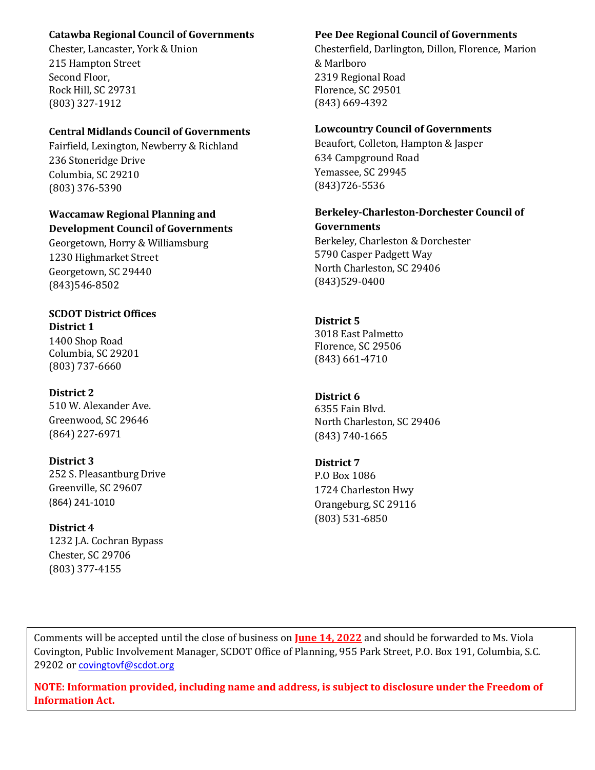**Catawba Regional Council of Governments**
Chester, Lancaster, York & Union
215 Hampton Street
Second Floor,
Rock Hill, SC 29731
(803) 327-1912

**Central Midlands Council of Governments**
Fairfield, Lexington, Newberry & Richland
236 Stoneridge Drive
Columbia, SC 29210
(803) 376-5390

**Waccamaw Regional Planning and Development Council of Governments**
Georgetown, Horry & Williamsburg
1230 Highmarket Street
Georgetown, SC 29440
(843)546-8502

**Pee Dee Regional Council of Governments**
Chesterfield, Darlington, Dillon, Florence, Marion & Marlboro
2319 Regional Road
Florence, SC 29501
(843) 669-4392

**Lowcountry Council of Governments**
Beaufort, Colleton, Hampton & Jasper
634 Campground Road
Yemassee, SC 29945
(843)726-5536

**Berkeley-Charleston-Dorchester Council of Governments**
Berkeley, Charleston & Dorchester
5790 Casper Padgett Way
North Charleston, SC 29406
(843)529-0400

**SCDOT District Offices**

**District 1**
1400 Shop Road
Columbia, SC 29201
(803) 737-6660

**District 2**
510 W. Alexander Ave.
Greenwood, SC 29646
(864) 227-6971

**District 3**
252 S. Pleasantburg Drive
Greenville, SC 29607
(864) 241-1010

**District 4**
1232 J.A. Cochran Bypass
Chester, SC 29706
(803) 377-4155

**District 5**
3018 East Palmetto
Florence, SC 29506
(843) 661-4710

**District 6**
6355 Fain Blvd.
North Charleston, SC 29406
(843) 740-1665

**District 7**
P.O Box 1086
1724 Charleston Hwy
Orangeburg, SC 29116
(803) 531-6850

Comments will be accepted until the close of business on **June 14, 2022** and should be forwarded to Ms. Viola Covington, Public Involvement Manager, SCDOT Office of Planning, 955 Park Street, P.O. Box 191, Columbia, S.C. 29202 or covingtovf@scdot.org

**NOTE: Information provided, including name and address, is subject to disclosure under the Freedom of Information Act.**